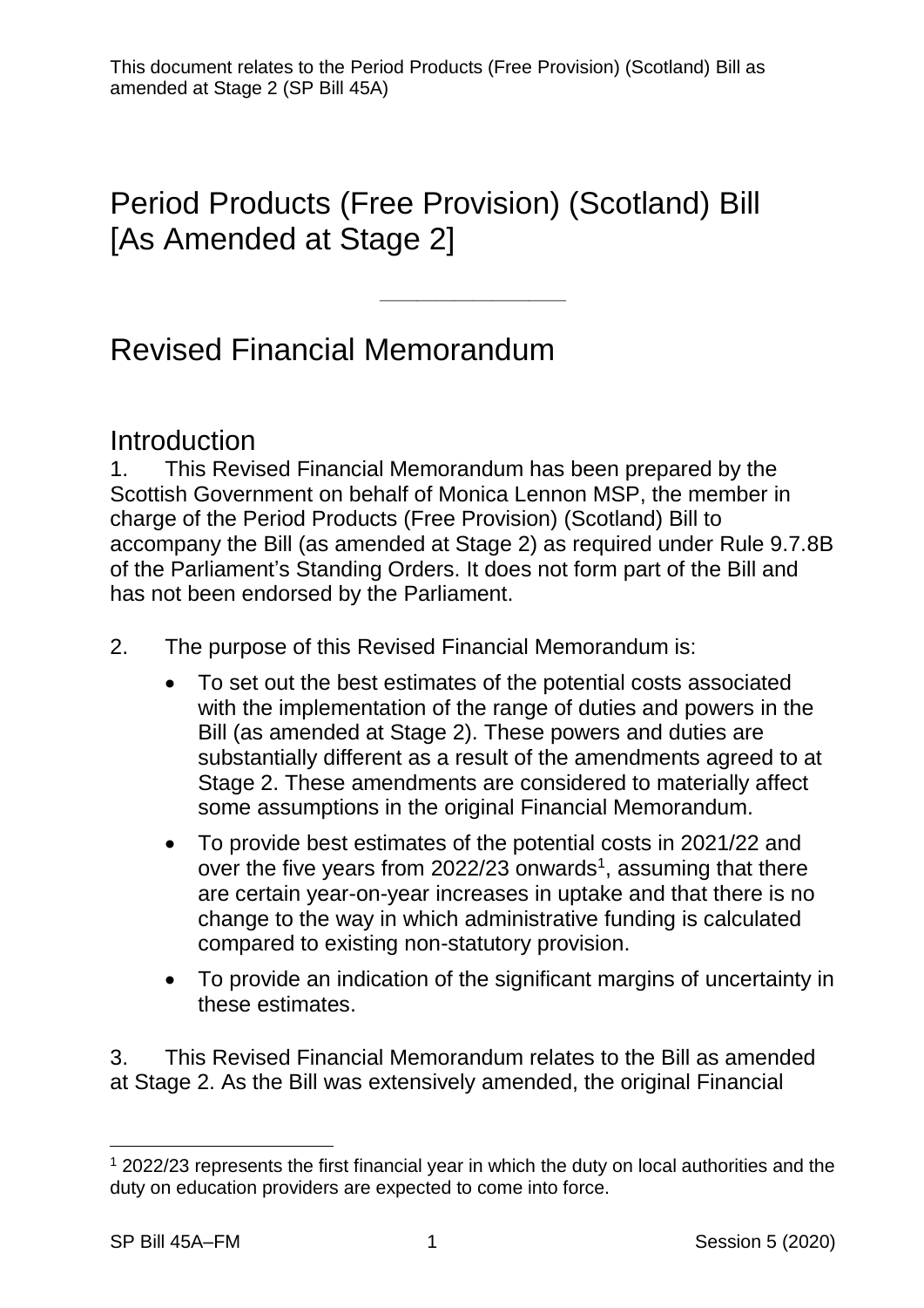This document relates to the Period Products (Free Provision) (Scotland) Bill as amended at Stage 2 (SP Bill 45A)

# Period Products (Free Provision) (Scotland) Bill [As Amended at Stage 2]

---

# Revised Financial Memorandum

## Introduction

1. This Revised Financial Memorandum has been prepared by the Scottish Government on behalf of Monica Lennon MSP, the member in charge of the Period Products (Free Provision) (Scotland) Bill to accompany the Bill (as amended at Stage 2) as required under Rule 9.7.8B of the Parliament's Standing Orders. It does not form part of the Bill and has not been endorsed by the Parliament.

2. The purpose of this Revised Financial Memorandum is:

- To set out the best estimates of the potential costs associated with the implementation of the range of duties and powers in the Bill (as amended at Stage 2). These powers and duties are substantially different as a result of the amendments agreed to at Stage 2. These amendments are considered to materially affect some assumptions in the original Financial Memorandum.
- To provide best estimates of the potential costs in 2021/22 and over the five years from 2022/23 onwards[1], assuming that there are certain year-on-year increases in uptake and that there is no change to the way in which administrative funding is calculated compared to existing non-statutory provision.
- To provide an indication of the significant margins of uncertainty in these estimates.

3. This Revised Financial Memorandum relates to the Bill as amended at Stage 2. As the Bill was extensively amended, the original Financial

---

[1] 2022/23 represents the first financial year in which the duty on local authorities and the duty on education providers are expected to come into force.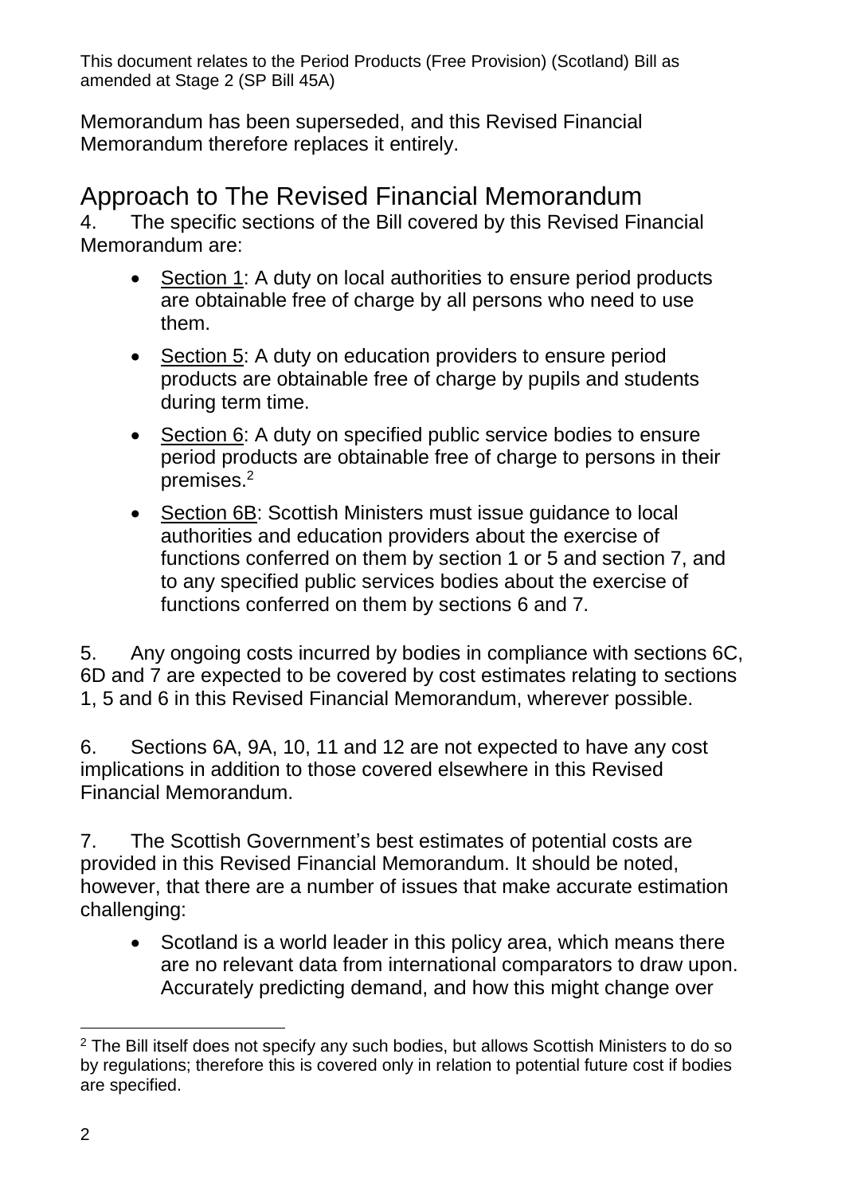Memorandum has been superseded, and this Revised Financial Memorandum therefore replaces it entirely.

## Approach to The Revised Financial Memorandum

4. The specific sections of the Bill covered by this Revised Financial Memorandum are:

- Section 1: A duty on local authorities to ensure period products are obtainable free of charge by all persons who need to use them.
- Section 5: A duty on education providers to ensure period products are obtainable free of charge by pupils and students during term time.
- Section 6: A duty on specified public service bodies to ensure period products are obtainable free of charge to persons in their premises.[2]
- Section 6B: Scottish Ministers must issue guidance to local authorities and education providers about the exercise of functions conferred on them by section 1 or 5 and section 7, and to any specified public services bodies about the exercise of functions conferred on them by sections 6 and 7.

5. Any ongoing costs incurred by bodies in compliance with sections 6C, 6D and 7 are expected to be covered by cost estimates relating to sections 1, 5 and 6 in this Revised Financial Memorandum, wherever possible.

6. Sections 6A, 9A, 10, 11 and 12 are not expected to have any cost implications in addition to those covered elsewhere in this Revised Financial Memorandum.

7. The Scottish Government's best estimates of potential costs are provided in this Revised Financial Memorandum. It should be noted, however, that there are a number of issues that make accurate estimation challenging:

- Scotland is a world leader in this policy area, which means there are no relevant data from international comparators to draw upon. Accurately predicting demand, and how this might change over

[2] The Bill itself does not specify any such bodies, but allows Scottish Ministers to do so by regulations; therefore this is covered only in relation to potential future cost if bodies are specified.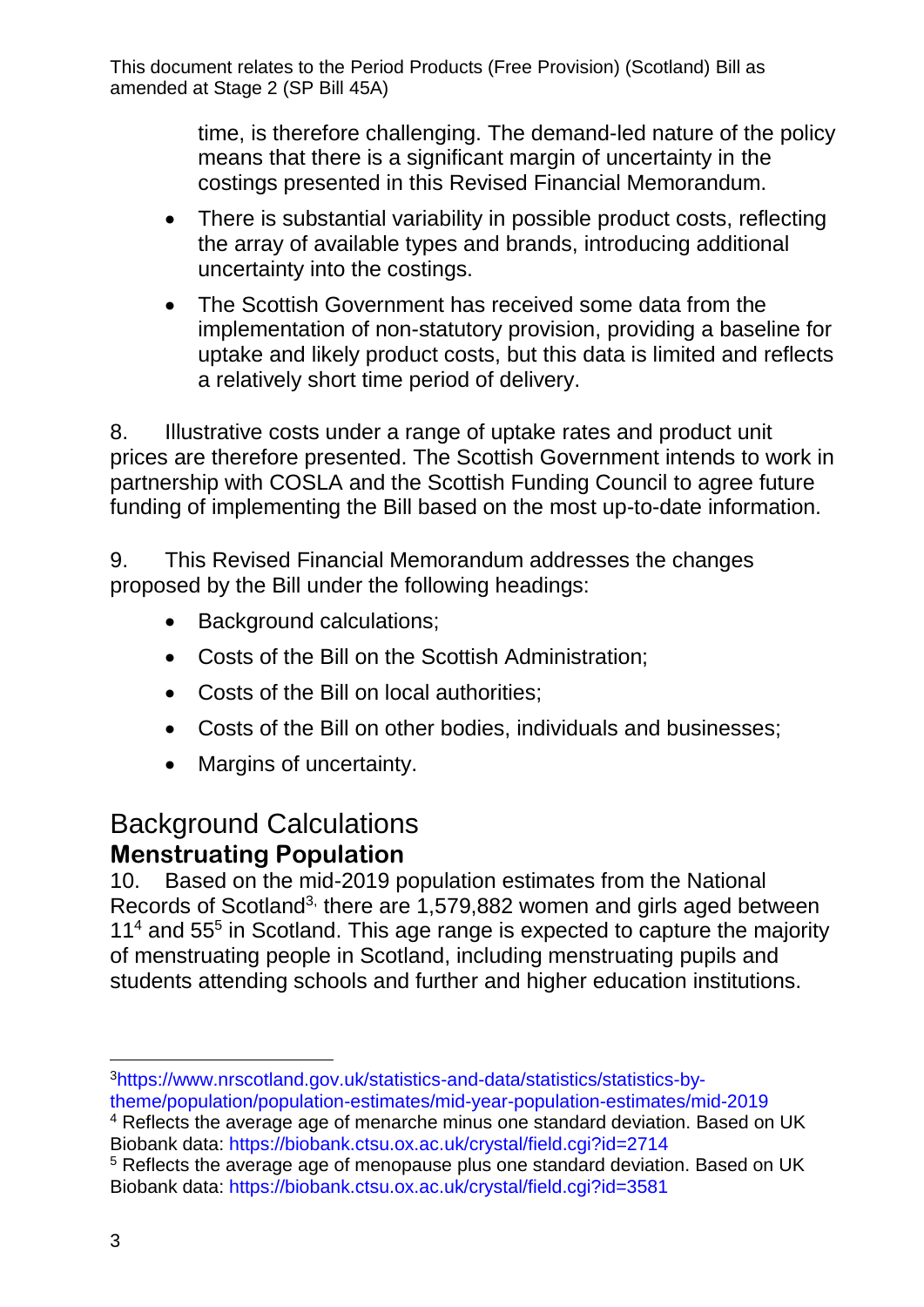time, is therefore challenging. The demand-led nature of the policy means that there is a significant margin of uncertainty in the costings presented in this Revised Financial Memorandum.

- There is substantial variability in possible product costs, reflecting the array of available types and brands, introducing additional uncertainty into the costings.
- The Scottish Government has received some data from the implementation of non-statutory provision, providing a baseline for uptake and likely product costs, but this data is limited and reflects a relatively short time period of delivery.

8. Illustrative costs under a range of uptake rates and product unit prices are therefore presented. The Scottish Government intends to work in partnership with COSLA and the Scottish Funding Council to agree future funding of implementing the Bill based on the most up-to-date information.

9. This Revised Financial Memorandum addresses the changes proposed by the Bill under the following headings:

- Background calculations;
- Costs of the Bill on the Scottish Administration;
- Costs of the Bill on local authorities;
- Costs of the Bill on other bodies, individuals and businesses;
- Margins of uncertainty.

# Background Calculations

## Menstruating Population

10. Based on the mid-2019 population estimates from the National Records of Scotland[3], there are 1,579,882 women and girls aged between 11[4] and 55[5] in Scotland. This age range is expected to capture the majority of menstruating people in Scotland, including menstruating pupils and students attending schools and further and higher education institutions.

---

[3] https://www.nrscotland.gov.uk/statistics-and-data/statistics/statistics-by-theme/population/population-estimates/mid-year-population-estimates/mid-2019

[4] Reflects the average age of menarche minus one standard deviation. Based on UK Biobank data: https://biobank.ctsu.ox.ac.uk/crystal/field.cgi?id=2714

[5] Reflects the average age of menopause plus one standard deviation. Based on UK Biobank data: https://biobank.ctsu.ox.ac.uk/crystal/field.cgi?id=3581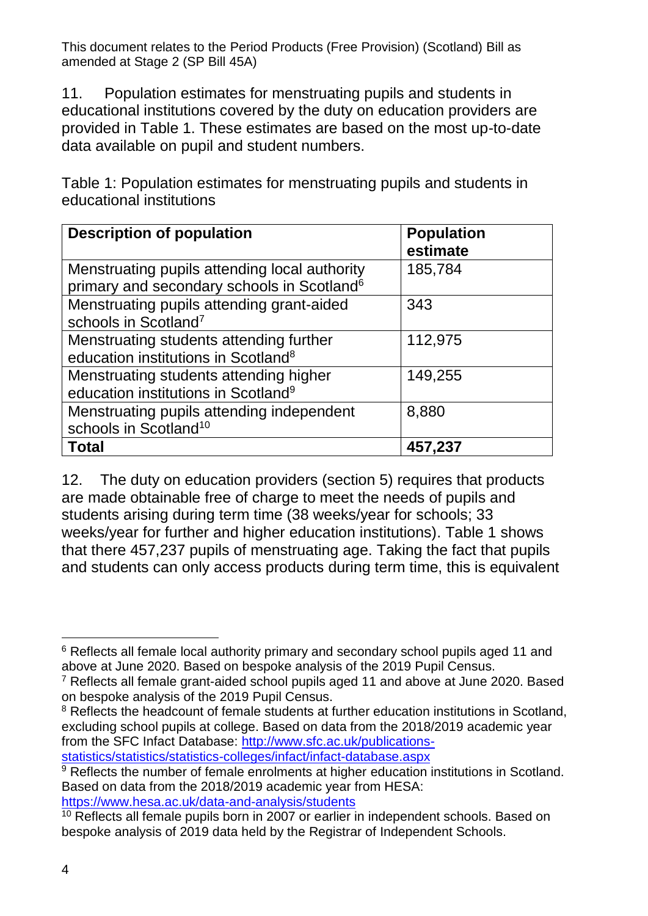11. Population estimates for menstruating pupils and students in educational institutions covered by the duty on education providers are provided in Table 1. These estimates are based on the most up-to-date data available on pupil and student numbers.

Table 1: Population estimates for menstruating pupils and students in educational institutions

| Description of population | Population estimate |
|---|---|
| Menstruating pupils attending local authority primary and secondary schools in Scotland[6] | 185,784 |
| Menstruating pupils attending grant-aided schools in Scotland[7] | 343 |
| Menstruating students attending further education institutions in Scotland[8] | 112,975 |
| Menstruating students attending higher education institutions in Scotland[9] | 149,255 |
| Menstruating pupils attending independent schools in Scotland[10] | 8,880 |
| **Total** | **457,237** |

12. The duty on education providers (section 5) requires that products are made obtainable free of charge to meet the needs of pupils and students arising during term time (38 weeks/year for schools; 33 weeks/year for further and higher education institutions). Table 1 shows that there 457,237 pupils of menstruating age. Taking the fact that pupils and students can only access products during term time, this is equivalent

[6] Reflects all female local authority primary and secondary school pupils aged 11 and above at June 2020. Based on bespoke analysis of the 2019 Pupil Census.

[7] Reflects all female grant-aided school pupils aged 11 and above at June 2020. Based on bespoke analysis of the 2019 Pupil Census.

[8] Reflects the headcount of female students at further education institutions in Scotland, excluding school pupils at college. Based on data from the 2018/2019 academic year from the SFC Infact Database: http://www.sfc.ac.uk/publications-statistics/statistics/statistics-colleges/infact/infact-database.aspx

[9] Reflects the number of female enrolments at higher education institutions in Scotland. Based on data from the 2018/2019 academic year from HESA: https://www.hesa.ac.uk/data-and-analysis/students

[10] Reflects all female pupils born in 2007 or earlier in independent schools. Based on bespoke analysis of 2019 data held by the Registrar of Independent Schools.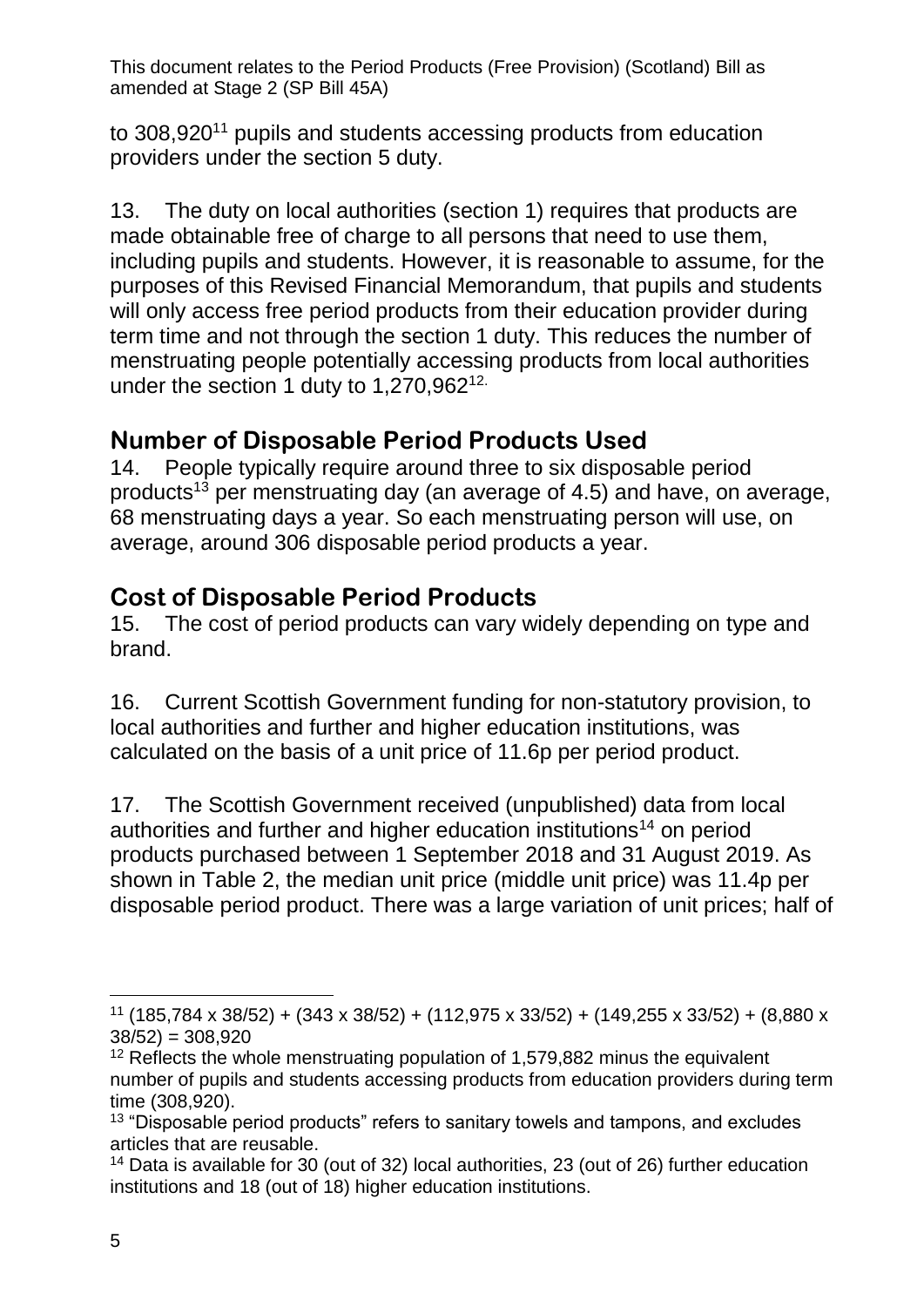to 308,920[11] pupils and students accessing products from education providers under the section 5 duty.

13. The duty on local authorities (section 1) requires that products are made obtainable free of charge to all persons that need to use them, including pupils and students. However, it is reasonable to assume, for the purposes of this Revised Financial Memorandum, that pupils and students will only access free period products from their education provider during term time and not through the section 1 duty. This reduces the number of menstruating people potentially accessing products from local authorities under the section 1 duty to 1,270,962[12].

## Number of Disposable Period Products Used

14. People typically require around three to six disposable period products[13] per menstruating day (an average of 4.5) and have, on average, 68 menstruating days a year. So each menstruating person will use, on average, around 306 disposable period products a year.

## Cost of Disposable Period Products

15. The cost of period products can vary widely depending on type and brand.

16. Current Scottish Government funding for non-statutory provision, to local authorities and further and higher education institutions, was calculated on the basis of a unit price of 11.6p per period product.

17. The Scottish Government received (unpublished) data from local authorities and further and higher education institutions[14] on period products purchased between 1 September 2018 and 31 August 2019. As shown in Table 2, the median unit price (middle unit price) was 11.4p per disposable period product. There was a large variation of unit prices; half of

---

[11] (185,784 x 38/52) + (343 x 38/52) + (112,975 x 33/52) + (149,255 x 33/52) + (8,880 x 38/52) = 308,920

[12] Reflects the whole menstruating population of 1,579,882 minus the equivalent number of pupils and students accessing products from education providers during term time (308,920).

[13] "Disposable period products" refers to sanitary towels and tampons, and excludes articles that are reusable.

[14] Data is available for 30 (out of 32) local authorities, 23 (out of 26) further education institutions and 18 (out of 18) higher education institutions.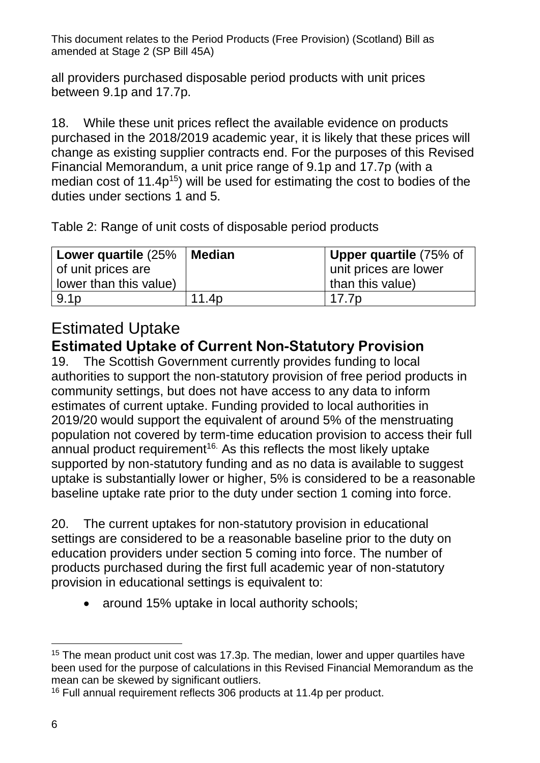all providers purchased disposable period products with unit prices between 9.1p and 17.7p.

18. While these unit prices reflect the available evidence on products purchased in the 2018/2019 academic year, it is likely that these prices will change as existing supplier contracts end. For the purposes of this Revised Financial Memorandum, a unit price range of 9.1p and 17.7p (with a median cost of 11.4p[15]) will be used for estimating the cost to bodies of the duties under sections 1 and 5.

Table 2: Range of unit costs of disposable period products

| **Lower quartile** (25% of unit prices are lower than this value) | **Median** | **Upper quartile** (75% of unit prices are lower than this value) |
|---|---|---|
| 9.1p | 11.4p | 17.7p |

## Estimated Uptake

### Estimated Uptake of Current Non-Statutory Provision

19. The Scottish Government currently provides funding to local authorities to support the non-statutory provision of free period products in community settings, but does not have access to any data to inform estimates of current uptake. Funding provided to local authorities in 2019/20 would support the equivalent of around 5% of the menstruating population not covered by term-time education provision to access their full annual product requirement[16]. As this reflects the most likely uptake supported by non-statutory funding and as no data is available to suggest uptake is substantially lower or higher, 5% is considered to be a reasonable baseline uptake rate prior to the duty under section 1 coming into force.

20. The current uptakes for non-statutory provision in educational settings are considered to be a reasonable baseline prior to the duty on education providers under section 5 coming into force. The number of products purchased during the first full academic year of non-statutory provision in educational settings is equivalent to:

- around 15% uptake in local authority schools;

---

[15] The mean product unit cost was 17.3p. The median, lower and upper quartiles have been used for the purpose of calculations in this Revised Financial Memorandum as the mean can be skewed by significant outliers.

[16] Full annual requirement reflects 306 products at 11.4p per product.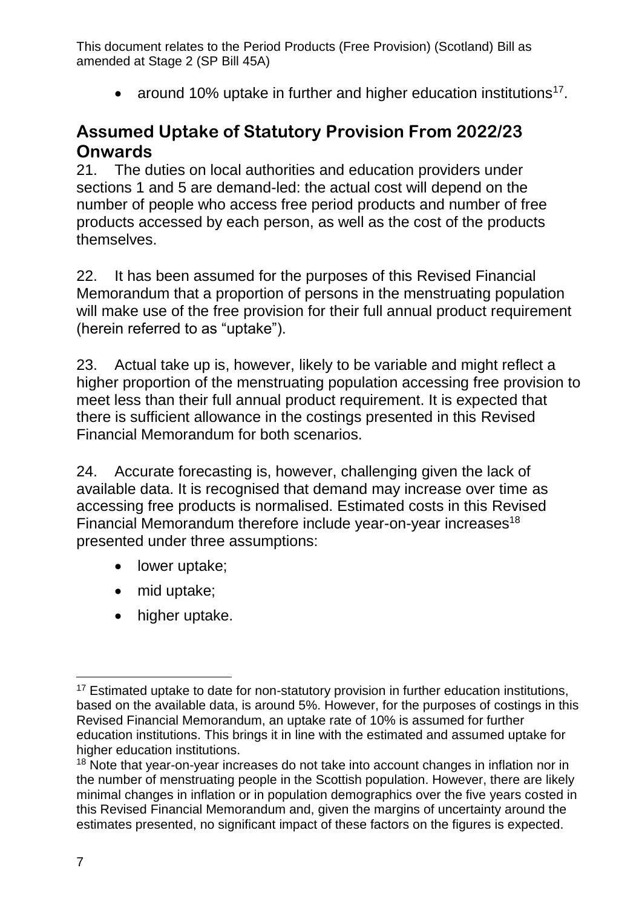- around 10% uptake in further and higher education institutions[17].

## Assumed Uptake of Statutory Provision From 2022/23 Onwards

21. The duties on local authorities and education providers under sections 1 and 5 are demand-led: the actual cost will depend on the number of people who access free period products and number of free products accessed by each person, as well as the cost of the products themselves.

22. It has been assumed for the purposes of this Revised Financial Memorandum that a proportion of persons in the menstruating population will make use of the free provision for their full annual product requirement (herein referred to as "uptake").

23. Actual take up is, however, likely to be variable and might reflect a higher proportion of the menstruating population accessing free provision to meet less than their full annual product requirement. It is expected that there is sufficient allowance in the costings presented in this Revised Financial Memorandum for both scenarios.

24. Accurate forecasting is, however, challenging given the lack of available data. It is recognised that demand may increase over time as accessing free products is normalised. Estimated costs in this Revised Financial Memorandum therefore include year-on-year increases[18] presented under three assumptions:

- lower uptake;
- mid uptake;
- higher uptake.

---

[17] Estimated uptake to date for non-statutory provision in further education institutions, based on the available data, is around 5%. However, for the purposes of costings in this Revised Financial Memorandum, an uptake rate of 10% is assumed for further education institutions. This brings it in line with the estimated and assumed uptake for higher education institutions.

[18] Note that year-on-year increases do not take into account changes in inflation nor in the number of menstruating people in the Scottish population. However, there are likely minimal changes in inflation or in population demographics over the five years costed in this Revised Financial Memorandum and, given the margins of uncertainty around the estimates presented, no significant impact of these factors on the figures is expected.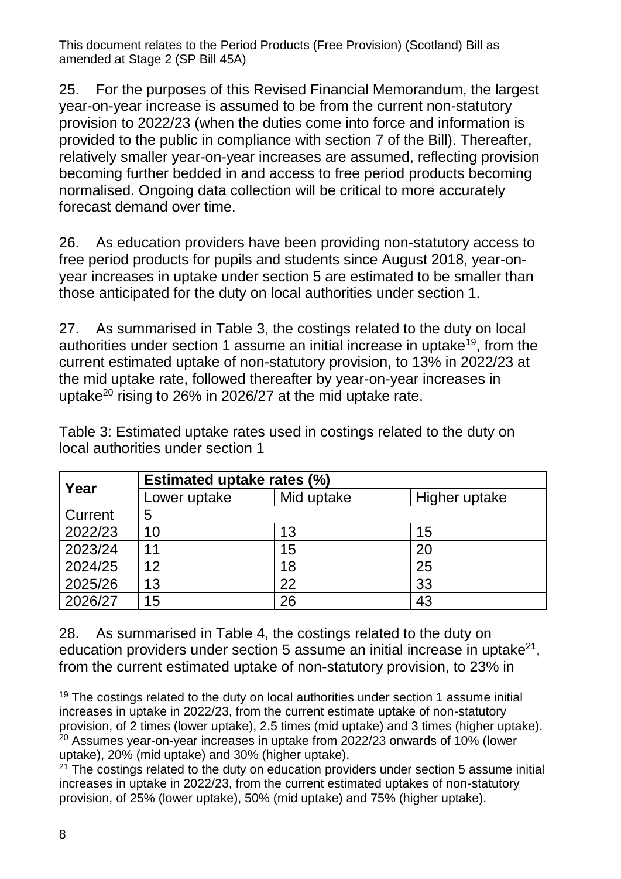25. For the purposes of this Revised Financial Memorandum, the largest year-on-year increase is assumed to be from the current non-statutory provision to 2022/23 (when the duties come into force and information is provided to the public in compliance with section 7 of the Bill). Thereafter, relatively smaller year-on-year increases are assumed, reflecting provision becoming further bedded in and access to free period products becoming normalised. Ongoing data collection will be critical to more accurately forecast demand over time.

26. As education providers have been providing non-statutory access to free period products for pupils and students since August 2018, year-on-year increases in uptake under section 5 are estimated to be smaller than those anticipated for the duty on local authorities under section 1.

27. As summarised in Table 3, the costings related to the duty on local authorities under section 1 assume an initial increase in uptake[19], from the current estimated uptake of non-statutory provision, to 13% in 2022/23 at the mid uptake rate, followed thereafter by year-on-year increases in uptake[20] rising to 26% in 2026/27 at the mid uptake rate.

Table 3: Estimated uptake rates used in costings related to the duty on local authorities under section 1

| Year | Estimated uptake rates (%) | | |
|---|---|---|---|
| | Lower uptake | Mid uptake | Higher uptake |
| Current | 5 | | |
| 2022/23 | 10 | 13 | 15 |
| 2023/24 | 11 | 15 | 20 |
| 2024/25 | 12 | 18 | 25 |
| 2025/26 | 13 | 22 | 33 |
| 2026/27 | 15 | 26 | 43 |

28. As summarised in Table 4, the costings related to the duty on education providers under section 5 assume an initial increase in uptake[21], from the current estimated uptake of non-statutory provision, to 23% in

[19] The costings related to the duty on local authorities under section 1 assume initial increases in uptake in 2022/23, from the current estimate uptake of non-statutory provision, of 2 times (lower uptake), 2.5 times (mid uptake) and 3 times (higher uptake).

[20] Assumes year-on-year increases in uptake from 2022/23 onwards of 10% (lower uptake), 20% (mid uptake) and 30% (higher uptake).

[21] The costings related to the duty on education providers under section 5 assume initial increases in uptake in 2022/23, from the current estimated uptakes of non-statutory provision, of 25% (lower uptake), 50% (mid uptake) and 75% (higher uptake).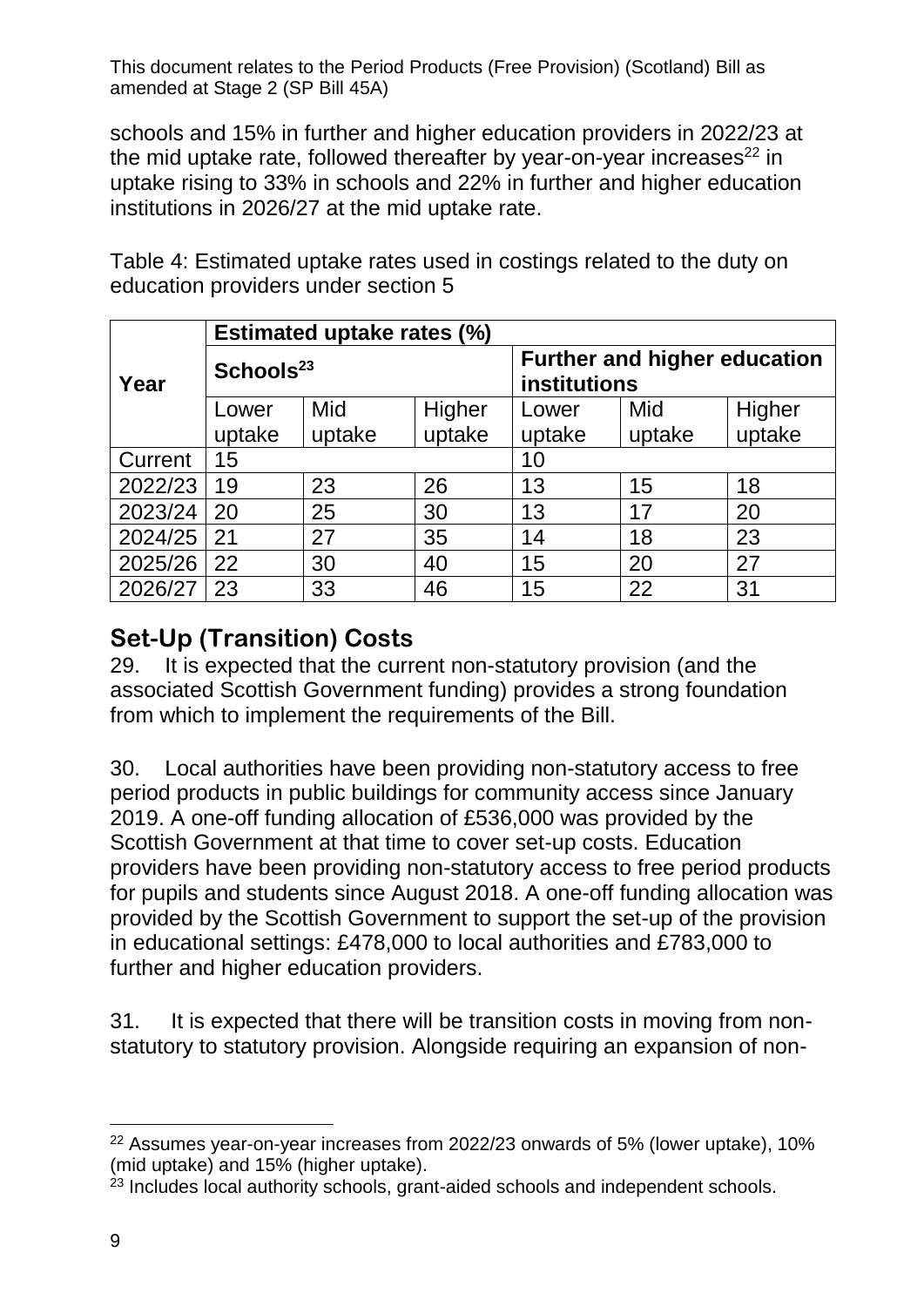schools and 15% in further and higher education providers in 2022/23 at the mid uptake rate, followed thereafter by year-on-year increases[22] in uptake rising to 33% in schools and 22% in further and higher education institutions in 2026/27 at the mid uptake rate.

Table 4: Estimated uptake rates used in costings related to the duty on education providers under section 5

| Year | Estimated uptake rates (%) | | | | | |
|---|---|---|---|---|---|---|
| | Schools[23] | | | Further and higher education institutions | | |
| | Lower uptake | Mid uptake | Higher uptake | Lower uptake | Mid uptake | Higher uptake |
| Current | 15 | | | 10 | | |
| 2022/23 | 19 | 23 | 26 | 13 | 15 | 18 |
| 2023/24 | 20 | 25 | 30 | 13 | 17 | 20 |
| 2024/25 | 21 | 27 | 35 | 14 | 18 | 23 |
| 2025/26 | 22 | 30 | 40 | 15 | 20 | 27 |
| 2026/27 | 23 | 33 | 46 | 15 | 22 | 31 |

## Set-Up (Transition) Costs

29. It is expected that the current non-statutory provision (and the associated Scottish Government funding) provides a strong foundation from which to implement the requirements of the Bill.

30. Local authorities have been providing non-statutory access to free period products in public buildings for community access since January 2019. A one-off funding allocation of £536,000 was provided by the Scottish Government at that time to cover set-up costs. Education providers have been providing non-statutory access to free period products for pupils and students since August 2018. A one-off funding allocation was provided by the Scottish Government to support the set-up of the provision in educational settings: £478,000 to local authorities and £783,000 to further and higher education providers.

31. It is expected that there will be transition costs in moving from non-statutory to statutory provision. Alongside requiring an expansion of non-

[22] Assumes year-on-year increases from 2022/23 onwards of 5% (lower uptake), 10% (mid uptake) and 15% (higher uptake).

[23] Includes local authority schools, grant-aided schools and independent schools.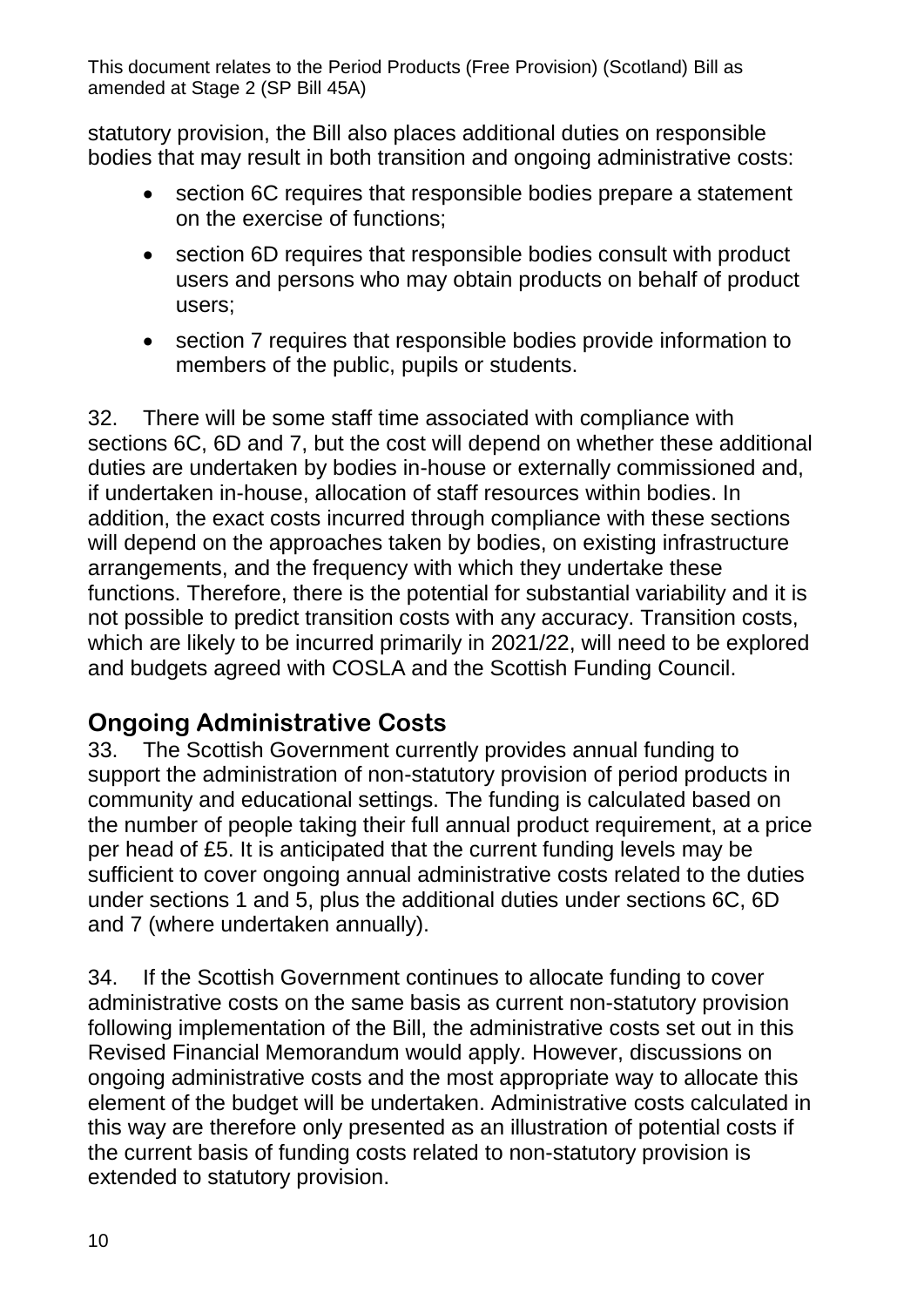statutory provision, the Bill also places additional duties on responsible bodies that may result in both transition and ongoing administrative costs:

- section 6C requires that responsible bodies prepare a statement on the exercise of functions;
- section 6D requires that responsible bodies consult with product users and persons who may obtain products on behalf of product users;
- section 7 requires that responsible bodies provide information to members of the public, pupils or students.

32. There will be some staff time associated with compliance with sections 6C, 6D and 7, but the cost will depend on whether these additional duties are undertaken by bodies in-house or externally commissioned and, if undertaken in-house, allocation of staff resources within bodies. In addition, the exact costs incurred through compliance with these sections will depend on the approaches taken by bodies, on existing infrastructure arrangements, and the frequency with which they undertake these functions. Therefore, there is the potential for substantial variability and it is not possible to predict transition costs with any accuracy. Transition costs, which are likely to be incurred primarily in 2021/22, will need to be explored and budgets agreed with COSLA and the Scottish Funding Council.

## Ongoing Administrative Costs

33. The Scottish Government currently provides annual funding to support the administration of non-statutory provision of period products in community and educational settings. The funding is calculated based on the number of people taking their full annual product requirement, at a price per head of £5. It is anticipated that the current funding levels may be sufficient to cover ongoing annual administrative costs related to the duties under sections 1 and 5, plus the additional duties under sections 6C, 6D and 7 (where undertaken annually).

34. If the Scottish Government continues to allocate funding to cover administrative costs on the same basis as current non-statutory provision following implementation of the Bill, the administrative costs set out in this Revised Financial Memorandum would apply. However, discussions on ongoing administrative costs and the most appropriate way to allocate this element of the budget will be undertaken. Administrative costs calculated in this way are therefore only presented as an illustration of potential costs if the current basis of funding costs related to non-statutory provision is extended to statutory provision.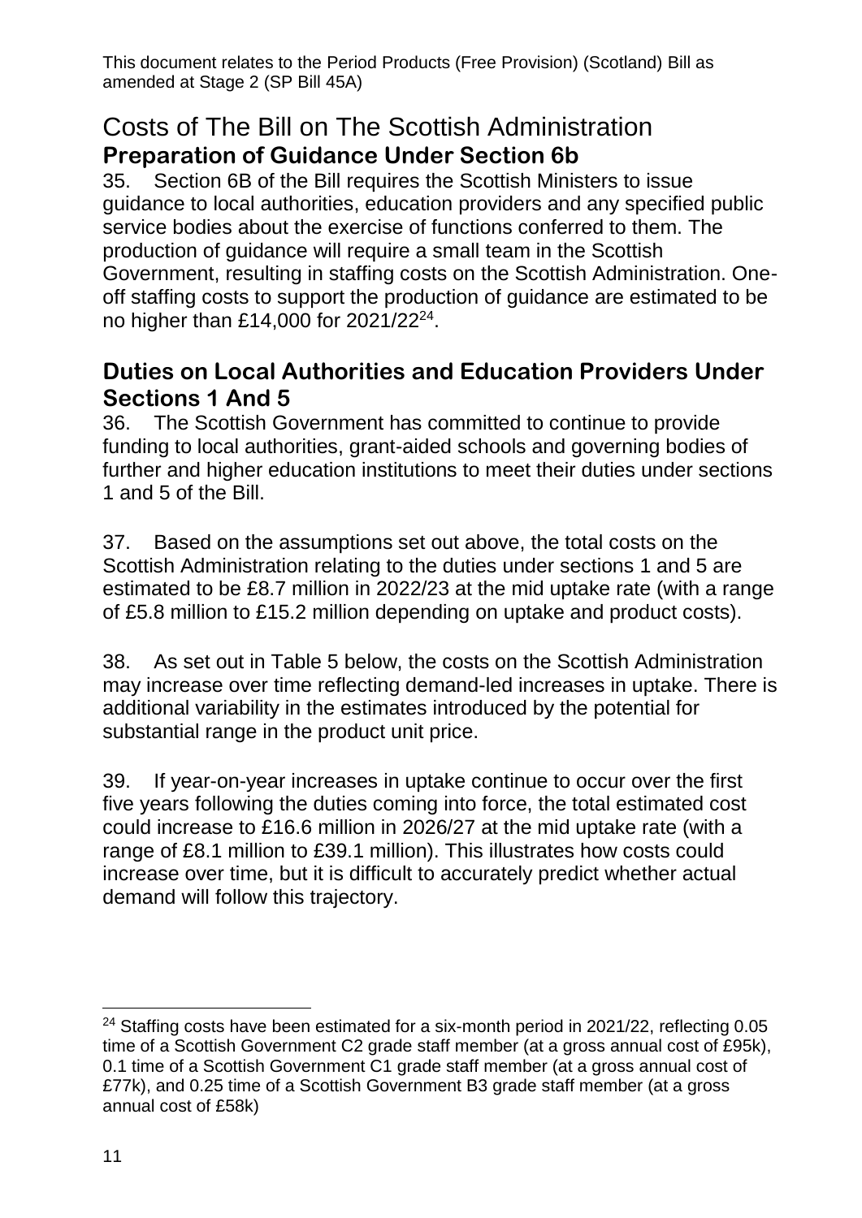# Costs of The Bill on The Scottish Administration

## Preparation of Guidance Under Section 6b

35. Section 6B of the Bill requires the Scottish Ministers to issue guidance to local authorities, education providers and any specified public service bodies about the exercise of functions conferred to them. The production of guidance will require a small team in the Scottish Government, resulting in staffing costs on the Scottish Administration. One-off staffing costs to support the production of guidance are estimated to be no higher than £14,000 for 2021/22[24].

## Duties on Local Authorities and Education Providers Under Sections 1 And 5

36. The Scottish Government has committed to continue to provide funding to local authorities, grant-aided schools and governing bodies of further and higher education institutions to meet their duties under sections 1 and 5 of the Bill.

37. Based on the assumptions set out above, the total costs on the Scottish Administration relating to the duties under sections 1 and 5 are estimated to be £8.7 million in 2022/23 at the mid uptake rate (with a range of £5.8 million to £15.2 million depending on uptake and product costs).

38. As set out in Table 5 below, the costs on the Scottish Administration may increase over time reflecting demand-led increases in uptake. There is additional variability in the estimates introduced by the potential for substantial range in the product unit price.

39. If year-on-year increases in uptake continue to occur over the first five years following the duties coming into force, the total estimated cost could increase to £16.6 million in 2026/27 at the mid uptake rate (with a range of £8.1 million to £39.1 million). This illustrates how costs could increase over time, but it is difficult to accurately predict whether actual demand will follow this trajectory.

---

[24] Staffing costs have been estimated for a six-month period in 2021/22, reflecting 0.05 time of a Scottish Government C2 grade staff member (at a gross annual cost of £95k), 0.1 time of a Scottish Government C1 grade staff member (at a gross annual cost of £77k), and 0.25 time of a Scottish Government B3 grade staff member (at a gross annual cost of £58k)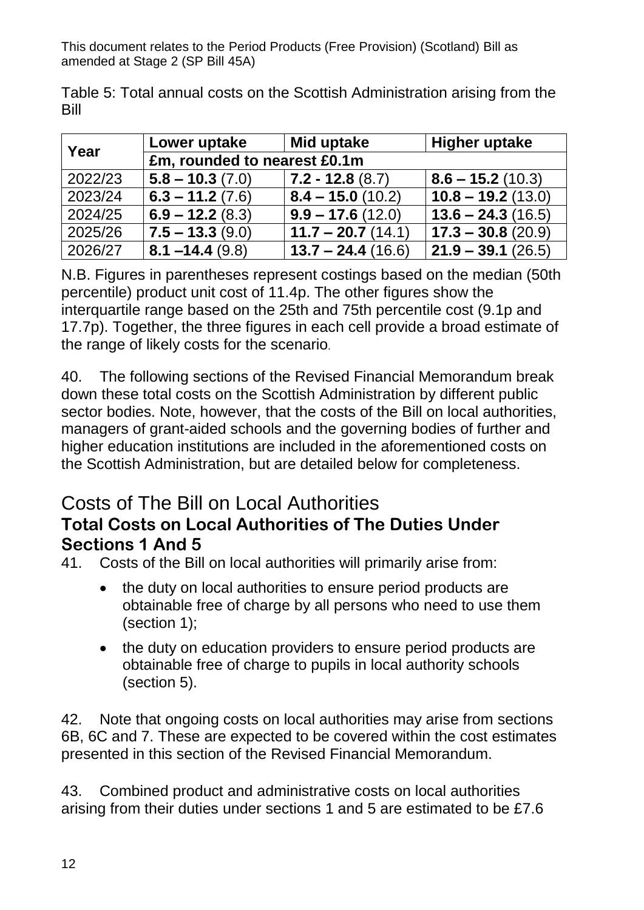Table 5: Total annual costs on the Scottish Administration arising from the Bill

| Year | Lower uptake | Mid uptake | Higher uptake |
|---|---|---|---|
| | £m, rounded to nearest £0.1m | | |
| 2022/23 | **5.8 – 10.3** (7.0) | **7.2 - 12.8** (8.7) | **8.6 – 15.2** (10.3) |
| 2023/24 | **6.3 – 11.2** (7.6) | **8.4 – 15.0** (10.2) | **10.8 – 19.2** (13.0) |
| 2024/25 | **6.9 – 12.2** (8.3) | **9.9 – 17.6** (12.0) | **13.6 – 24.3** (16.5) |
| 2025/26 | **7.5 – 13.3** (9.0) | **11.7 – 20.7** (14.1) | **17.3 – 30.8** (20.9) |
| 2026/27 | **8.1 –14.4** (9.8) | **13.7 – 24.4** (16.6) | **21.9 – 39.1** (26.5) |

N.B. Figures in parentheses represent costings based on the median (50th percentile) product unit cost of 11.4p. The other figures show the interquartile range based on the 25th and 75th percentile cost (9.1p and 17.7p). Together, the three figures in each cell provide a broad estimate of the range of likely costs for the scenario.

40. The following sections of the Revised Financial Memorandum break down these total costs on the Scottish Administration by different public sector bodies. Note, however, that the costs of the Bill on local authorities, managers of grant-aided schools and the governing bodies of further and higher education institutions are included in the aforementioned costs on the Scottish Administration, but are detailed below for completeness.

## Costs of The Bill on Local Authorities

### Total Costs on Local Authorities of The Duties Under Sections 1 And 5

41. Costs of the Bill on local authorities will primarily arise from:

- the duty on local authorities to ensure period products are obtainable free of charge by all persons who need to use them (section 1);
- the duty on education providers to ensure period products are obtainable free of charge to pupils in local authority schools (section 5).

42. Note that ongoing costs on local authorities may arise from sections 6B, 6C and 7. These are expected to be covered within the cost estimates presented in this section of the Revised Financial Memorandum.

43. Combined product and administrative costs on local authorities arising from their duties under sections 1 and 5 are estimated to be £7.6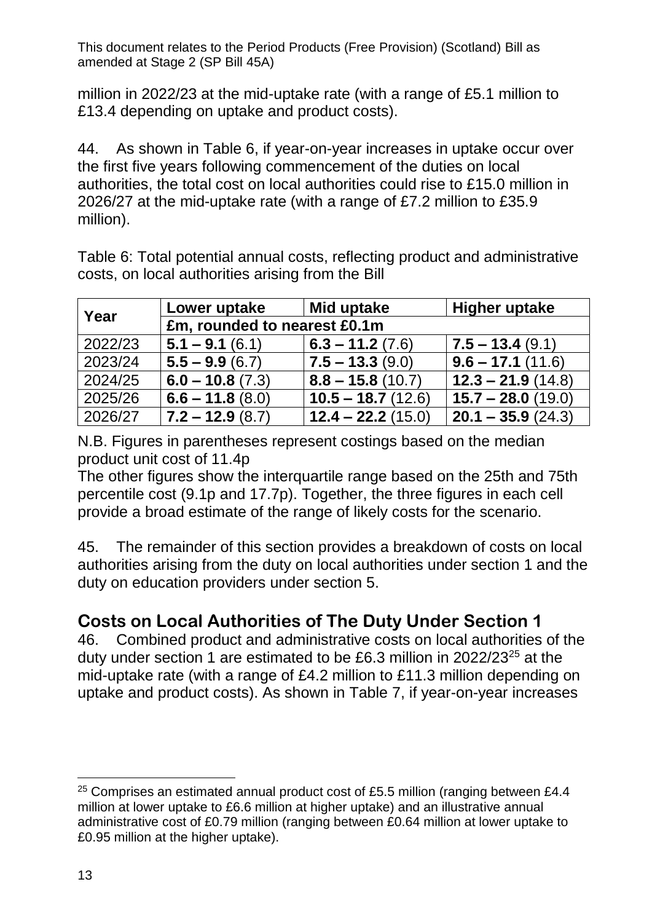million in 2022/23 at the mid-uptake rate (with a range of £5.1 million to £13.4 depending on uptake and product costs).

44. As shown in Table 6, if year-on-year increases in uptake occur over the first five years following commencement of the duties on local authorities, the total cost on local authorities could rise to £15.0 million in 2026/27 at the mid-uptake rate (with a range of £7.2 million to £35.9 million).

Table 6: Total potential annual costs, reflecting product and administrative costs, on local authorities arising from the Bill

| Year | Lower uptake | Mid uptake | Higher uptake |
|---|---|---|---|
| | £m, rounded to nearest £0.1m | | |
| 2022/23 | **5.1 – 9.1** (6.1) | **6.3 – 11.2** (7.6) | **7.5 – 13.4** (9.1) |
| 2023/24 | **5.5 – 9.9** (6.7) | **7.5 – 13.3** (9.0) | **9.6 – 17.1** (11.6) |
| 2024/25 | **6.0 – 10.8** (7.3) | **8.8 – 15.8** (10.7) | **12.3 – 21.9** (14.8) |
| 2025/26 | **6.6 – 11.8** (8.0) | **10.5 – 18.7** (12.6) | **15.7 – 28.0** (19.0) |
| 2026/27 | **7.2 – 12.9** (8.7) | **12.4 – 22.2** (15.0) | **20.1 – 35.9** (24.3) |

N.B. Figures in parentheses represent costings based on the median product unit cost of 11.4p
The other figures show the interquartile range based on the 25th and 75th percentile cost (9.1p and 17.7p). Together, the three figures in each cell provide a broad estimate of the range of likely costs for the scenario.

45. The remainder of this section provides a breakdown of costs on local authorities arising from the duty on local authorities under section 1 and the duty on education providers under section 5.

## Costs on Local Authorities of The Duty Under Section 1

46. Combined product and administrative costs on local authorities of the duty under section 1 are estimated to be £6.3 million in 2022/23[25] at the mid-uptake rate (with a range of £4.2 million to £11.3 million depending on uptake and product costs). As shown in Table 7, if year-on-year increases

[25] Comprises an estimated annual product cost of £5.5 million (ranging between £4.4 million at lower uptake to £6.6 million at higher uptake) and an illustrative annual administrative cost of £0.79 million (ranging between £0.64 million at lower uptake to £0.95 million at the higher uptake).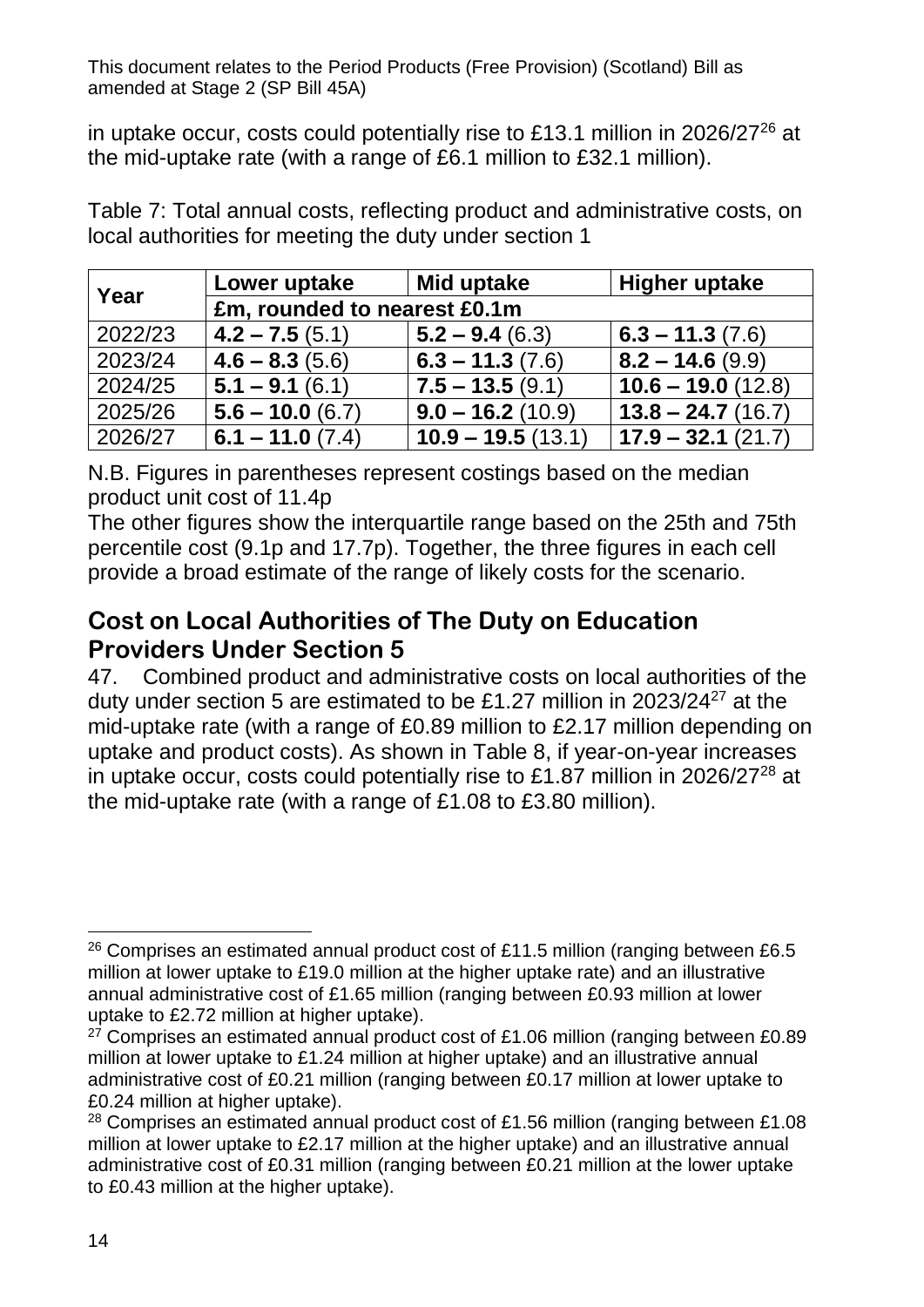This document relates to the Period Products (Free Provision) (Scotland) Bill as amended at Stage 2 (SP Bill 45A)

in uptake occur, costs could potentially rise to £13.1 million in 2026/27[26] at the mid-uptake rate (with a range of £6.1 million to £32.1 million).

Table 7: Total annual costs, reflecting product and administrative costs, on local authorities for meeting the duty under section 1

| Year | Lower uptake | Mid uptake | Higher uptake |
|---|---|---|---|
| | £m, rounded to nearest £0.1m | | |
| 2022/23 | **4.2 – 7.5** (5.1) | **5.2 – 9.4** (6.3) | **6.3 – 11.3** (7.6) |
| 2023/24 | **4.6 – 8.3** (5.6) | **6.3 – 11.3** (7.6) | **8.2 – 14.6** (9.9) |
| 2024/25 | **5.1 – 9.1** (6.1) | **7.5 – 13.5** (9.1) | **10.6 – 19.0** (12.8) |
| 2025/26 | **5.6 – 10.0** (6.7) | **9.0 – 16.2** (10.9) | **13.8 – 24.7** (16.7) |
| 2026/27 | **6.1 – 11.0** (7.4) | **10.9 – 19.5** (13.1) | **17.9 – 32.1** (21.7) |

N.B. Figures in parentheses represent costings based on the median product unit cost of 11.4p
The other figures show the interquartile range based on the 25th and 75th percentile cost (9.1p and 17.7p). Together, the three figures in each cell provide a broad estimate of the range of likely costs for the scenario.

## Cost on Local Authorities of The Duty on Education Providers Under Section 5

47. Combined product and administrative costs on local authorities of the duty under section 5 are estimated to be £1.27 million in 2023/24[27] at the mid-uptake rate (with a range of £0.89 million to £2.17 million depending on uptake and product costs). As shown in Table 8, if year-on-year increases in uptake occur, costs could potentially rise to £1.87 million in 2026/27[28] at the mid-uptake rate (with a range of £1.08 to £3.80 million).

---

[26] Comprises an estimated annual product cost of £11.5 million (ranging between £6.5 million at lower uptake to £19.0 million at the higher uptake rate) and an illustrative annual administrative cost of £1.65 million (ranging between £0.93 million at lower uptake to £2.72 million at higher uptake).

[27] Comprises an estimated annual product cost of £1.06 million (ranging between £0.89 million at lower uptake to £1.24 million at higher uptake) and an illustrative annual administrative cost of £0.21 million (ranging between £0.17 million at lower uptake to £0.24 million at higher uptake).

[28] Comprises an estimated annual product cost of £1.56 million (ranging between £1.08 million at lower uptake to £2.17 million at the higher uptake) and an illustrative annual administrative cost of £0.31 million (ranging between £0.21 million at the lower uptake to £0.43 million at the higher uptake).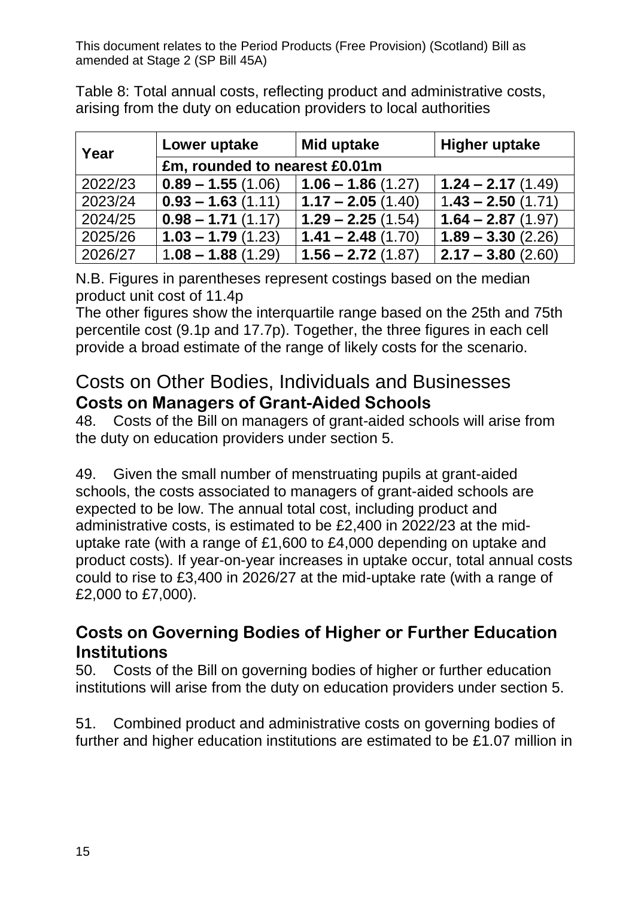This document relates to the Period Products (Free Provision) (Scotland) Bill as amended at Stage 2 (SP Bill 45A)

Table 8: Total annual costs, reflecting product and administrative costs, arising from the duty on education providers to local authorities

| Year | Lower uptake | Mid uptake | Higher uptake |
|---|---|---|---|
| | £m, rounded to nearest £0.01m | | |
| 2022/23 | **0.89 – 1.55** (1.06) | **1.06 – 1.86** (1.27) | **1.24 – 2.17** (1.49) |
| 2023/24 | **0.93 – 1.63** (1.11) | **1.17 – 2.05** (1.40) | 1.**43 – 2.50** (1.71) |
| 2024/25 | **0.98 – 1.71** (1.17) | **1.29 – 2.25** (1.54) | **1.64 – 2.87** (1.97) |
| 2025/26 | **1.03 – 1.79** (1.23) | **1.41 – 2.48** (1.70) | **1.89 – 3.30** (2.26) |
| 2026/27 | 1.**08 – 1.88** (1.29) | **1.56 – 2.72** (1.87) | **2.17 – 3.80** (2.60) |

N.B. Figures in parentheses represent costings based on the median product unit cost of 11.4p

The other figures show the interquartile range based on the 25th and 75th percentile cost (9.1p and 17.7p). Together, the three figures in each cell provide a broad estimate of the range of likely costs for the scenario.

## Costs on Other Bodies, Individuals and Businesses

### Costs on Managers of Grant-Aided Schools

48. Costs of the Bill on managers of grant-aided schools will arise from the duty on education providers under section 5.

49. Given the small number of menstruating pupils at grant-aided schools, the costs associated to managers of grant-aided schools are expected to be low. The annual total cost, including product and administrative costs, is estimated to be £2,400 in 2022/23 at the mid-uptake rate (with a range of £1,600 to £4,000 depending on uptake and product costs). If year-on-year increases in uptake occur, total annual costs could to rise to £3,400 in 2026/27 at the mid-uptake rate (with a range of £2,000 to £7,000).

### Costs on Governing Bodies of Higher or Further Education Institutions

50. Costs of the Bill on governing bodies of higher or further education institutions will arise from the duty on education providers under section 5.

51. Combined product and administrative costs on governing bodies of further and higher education institutions are estimated to be £1.07 million in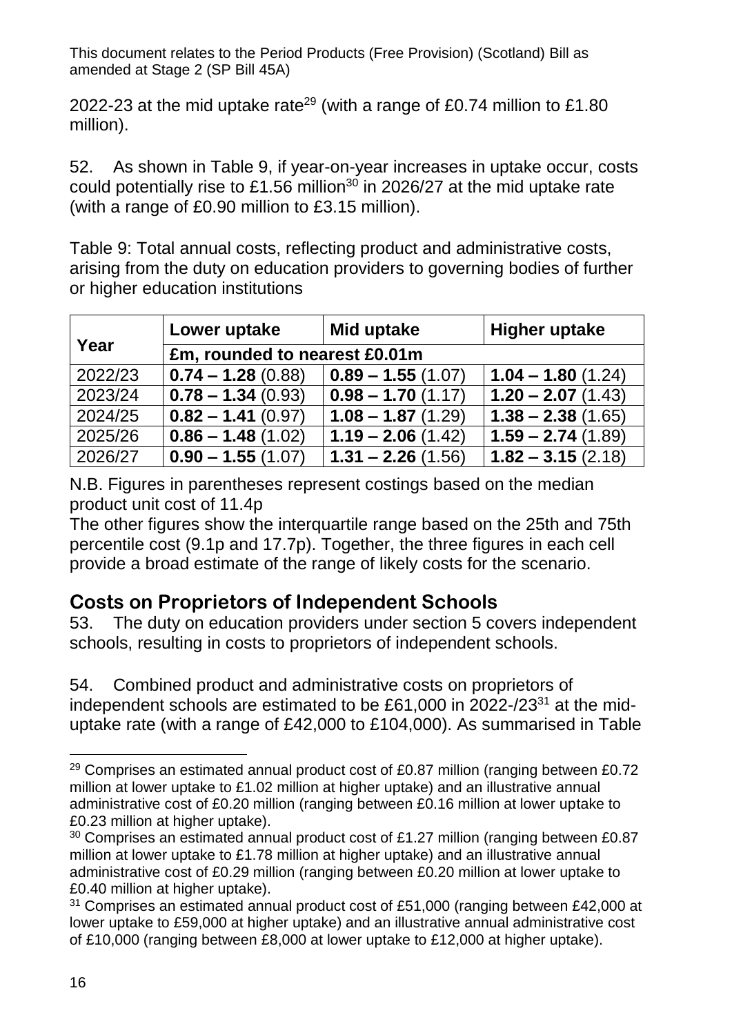2022-23 at the mid uptake rate[29] (with a range of £0.74 million to £1.80 million).

52. As shown in Table 9, if year-on-year increases in uptake occur, costs could potentially rise to £1.56 million[30] in 2026/27 at the mid uptake rate (with a range of £0.90 million to £3.15 million).

Table 9: Total annual costs, reflecting product and administrative costs, arising from the duty on education providers to governing bodies of further or higher education institutions

| Year | Lower uptake | Mid uptake | Higher uptake |
|---|---|---|---|
| | £m, rounded to nearest £0.01m | | |
| 2022/23 | **0.74 – 1.28** (0.88) | **0.89 – 1.55** (1.07) | **1.04 – 1.80** (1.24) |
| 2023/24 | **0.78 – 1.34** (0.93) | **0.98 – 1.70** (1.17) | **1.20 – 2.07** (1.43) |
| 2024/25 | **0.82 – 1.41** (0.97) | **1.08 – 1.87** (1.29) | **1.38 – 2.38** (1.65) |
| 2025/26 | **0.86 – 1.48** (1.02) | **1.19 – 2.06** (1.42) | **1.59 – 2.74** (1.89) |
| 2026/27 | **0.90 – 1.55** (1.07) | **1.31 – 2.26** (1.56) | **1.82 – 3.15** (2.18) |

N.B. Figures in parentheses represent costings based on the median product unit cost of 11.4p
The other figures show the interquartile range based on the 25th and 75th percentile cost (9.1p and 17.7p). Together, the three figures in each cell provide a broad estimate of the range of likely costs for the scenario.

## Costs on Proprietors of Independent Schools

53. The duty on education providers under section 5 covers independent schools, resulting in costs to proprietors of independent schools.

54. Combined product and administrative costs on proprietors of independent schools are estimated to be £61,000 in 2022-/23[31] at the mid-uptake rate (with a range of £42,000 to £104,000). As summarised in Table

[29] Comprises an estimated annual product cost of £0.87 million (ranging between £0.72 million at lower uptake to £1.02 million at higher uptake) and an illustrative annual administrative cost of £0.20 million (ranging between £0.16 million at lower uptake to £0.23 million at higher uptake).

[30] Comprises an estimated annual product cost of £1.27 million (ranging between £0.87 million at lower uptake to £1.78 million at higher uptake) and an illustrative annual administrative cost of £0.29 million (ranging between £0.20 million at lower uptake to £0.40 million at higher uptake).

[31] Comprises an estimated annual product cost of £51,000 (ranging between £42,000 at lower uptake to £59,000 at higher uptake) and an illustrative annual administrative cost of £10,000 (ranging between £8,000 at lower uptake to £12,000 at higher uptake).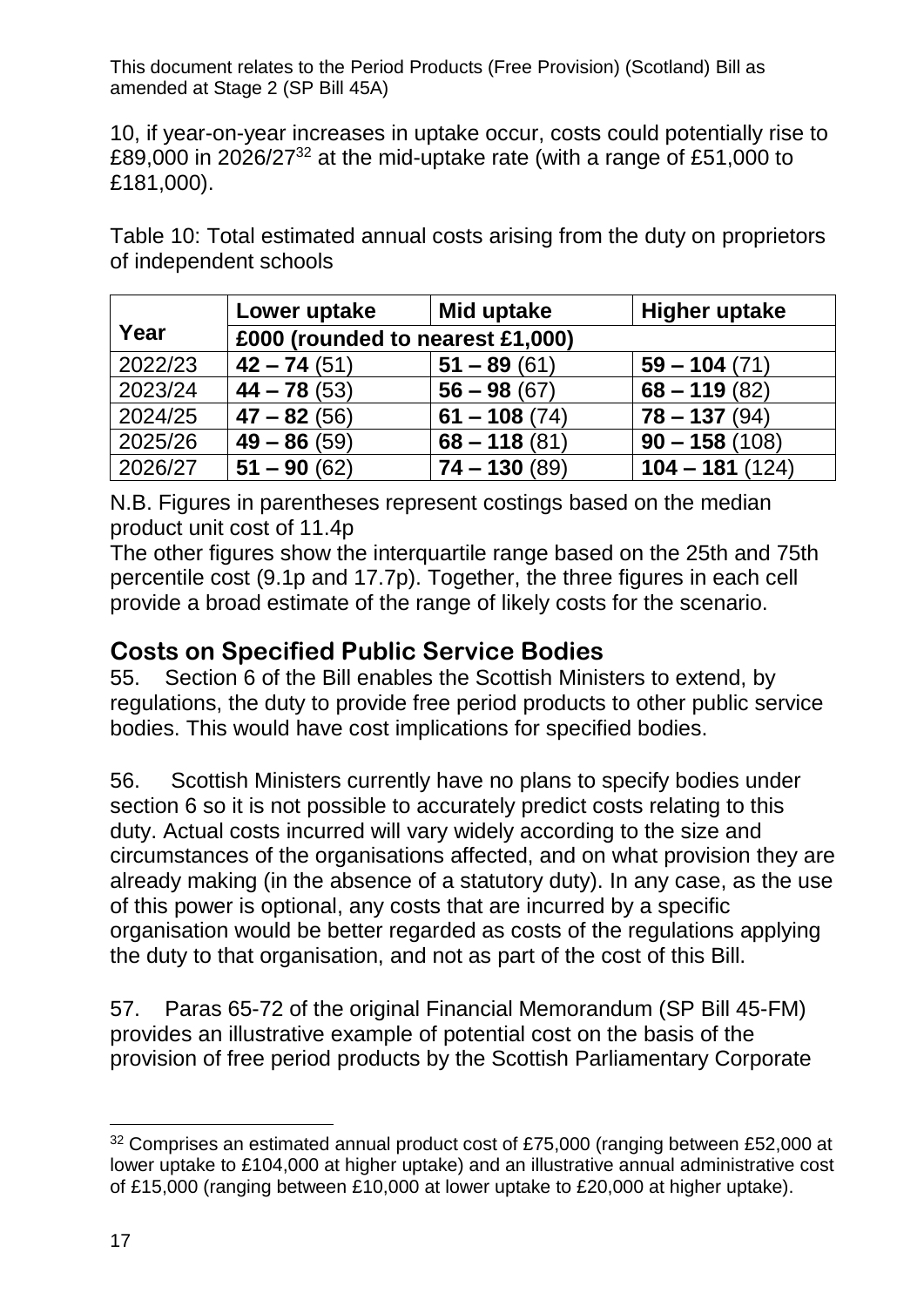10, if year-on-year increases in uptake occur, costs could potentially rise to £89,000 in 2026/27[32] at the mid-uptake rate (with a range of £51,000 to £181,000).

Table 10: Total estimated annual costs arising from the duty on proprietors of independent schools

| Year | Lower uptake | Mid uptake | Higher uptake |
|---|---|---|---|
| | £000 (rounded to nearest £1,000) | | |
| 2022/23 | **42 – 74** (51) | **51 – 89** (61) | **59 – 104** (71) |
| 2023/24 | **44 – 78** (53) | **56 – 98** (67) | **68 – 119** (82) |
| 2024/25 | **47 – 82** (56) | **61 – 108** (74) | **78 – 137** (94) |
| 2025/26 | **49 – 86** (59) | **68 – 118** (81) | **90 – 158** (108) |
| 2026/27 | **51 – 90** (62) | **74 – 130** (89) | **104 – 181** (124) |

N.B. Figures in parentheses represent costings based on the median product unit cost of 11.4p
The other figures show the interquartile range based on the 25th and 75th percentile cost (9.1p and 17.7p). Together, the three figures in each cell provide a broad estimate of the range of likely costs for the scenario.

## Costs on Specified Public Service Bodies

55. Section 6 of the Bill enables the Scottish Ministers to extend, by regulations, the duty to provide free period products to other public service bodies. This would have cost implications for specified bodies.

56. Scottish Ministers currently have no plans to specify bodies under section 6 so it is not possible to accurately predict costs relating to this duty. Actual costs incurred will vary widely according to the size and circumstances of the organisations affected, and on what provision they are already making (in the absence of a statutory duty). In any case, as the use of this power is optional, any costs that are incurred by a specific organisation would be better regarded as costs of the regulations applying the duty to that organisation, and not as part of the cost of this Bill.

57. Paras 65-72 of the original Financial Memorandum (SP Bill 45-FM) provides an illustrative example of potential cost on the basis of the provision of free period products by the Scottish Parliamentary Corporate

[32] Comprises an estimated annual product cost of £75,000 (ranging between £52,000 at lower uptake to £104,000 at higher uptake) and an illustrative annual administrative cost of £15,000 (ranging between £10,000 at lower uptake to £20,000 at higher uptake).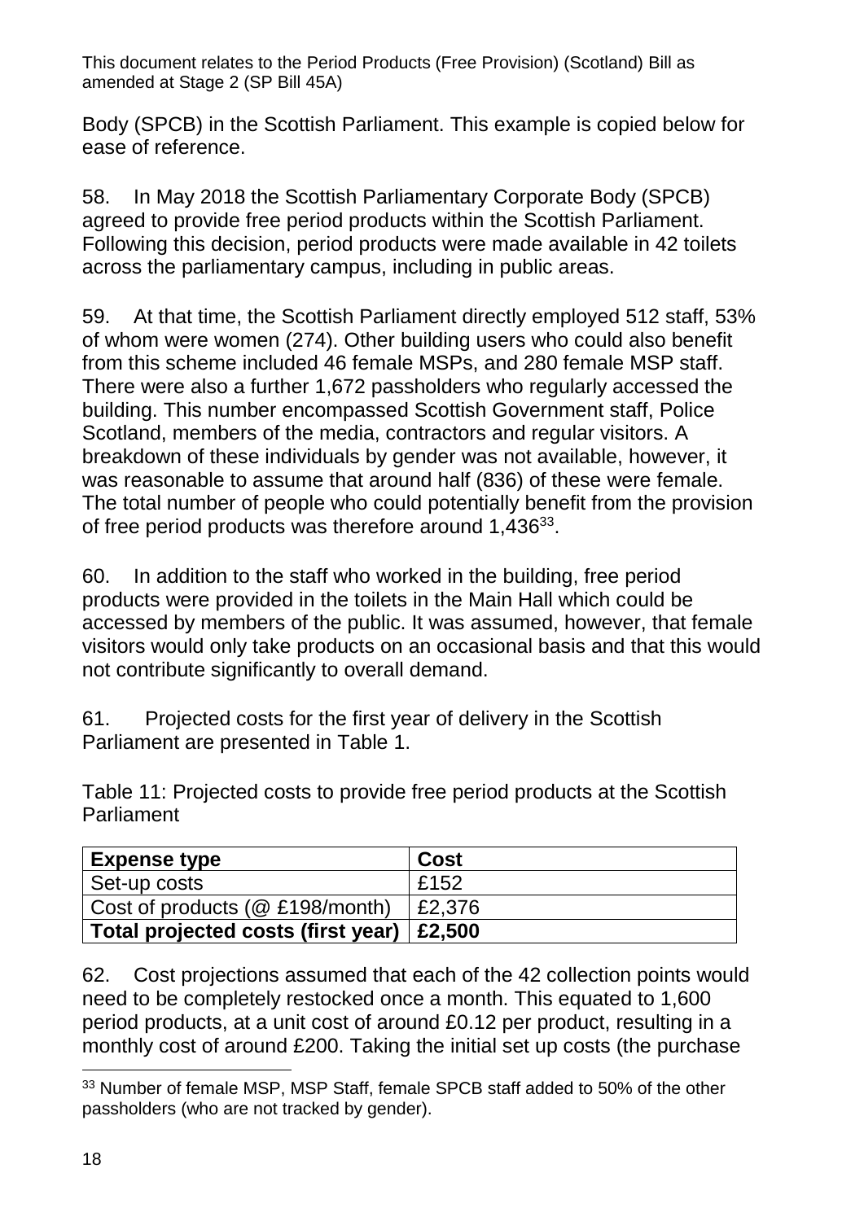Body (SPCB) in the Scottish Parliament. This example is copied below for ease of reference.

58. In May 2018 the Scottish Parliamentary Corporate Body (SPCB) agreed to provide free period products within the Scottish Parliament. Following this decision, period products were made available in 42 toilets across the parliamentary campus, including in public areas.

59. At that time, the Scottish Parliament directly employed 512 staff, 53% of whom were women (274). Other building users who could also benefit from this scheme included 46 female MSPs, and 280 female MSP staff. There were also a further 1,672 passholders who regularly accessed the building. This number encompassed Scottish Government staff, Police Scotland, members of the media, contractors and regular visitors. A breakdown of these individuals by gender was not available, however, it was reasonable to assume that around half (836) of these were female. The total number of people who could potentially benefit from the provision of free period products was therefore around 1,436[33].

60. In addition to the staff who worked in the building, free period products were provided in the toilets in the Main Hall which could be accessed by members of the public. It was assumed, however, that female visitors would only take products on an occasional basis and that this would not contribute significantly to overall demand.

61. Projected costs for the first year of delivery in the Scottish Parliament are presented in Table 1.

Table 11: Projected costs to provide free period products at the Scottish Parliament

| Expense type | Cost |
|---|---|
| Set-up costs | £152 |
| Cost of products (@ £198/month) | £2,376 |
| **Total projected costs (first year)** | **£2,500** |

62. Cost projections assumed that each of the 42 collection points would need to be completely restocked once a month. This equated to 1,600 period products, at a unit cost of around £0.12 per product, resulting in a monthly cost of around £200. Taking the initial set up costs (the purchase

[33] Number of female MSP, MSP Staff, female SPCB staff added to 50% of the other passholders (who are not tracked by gender).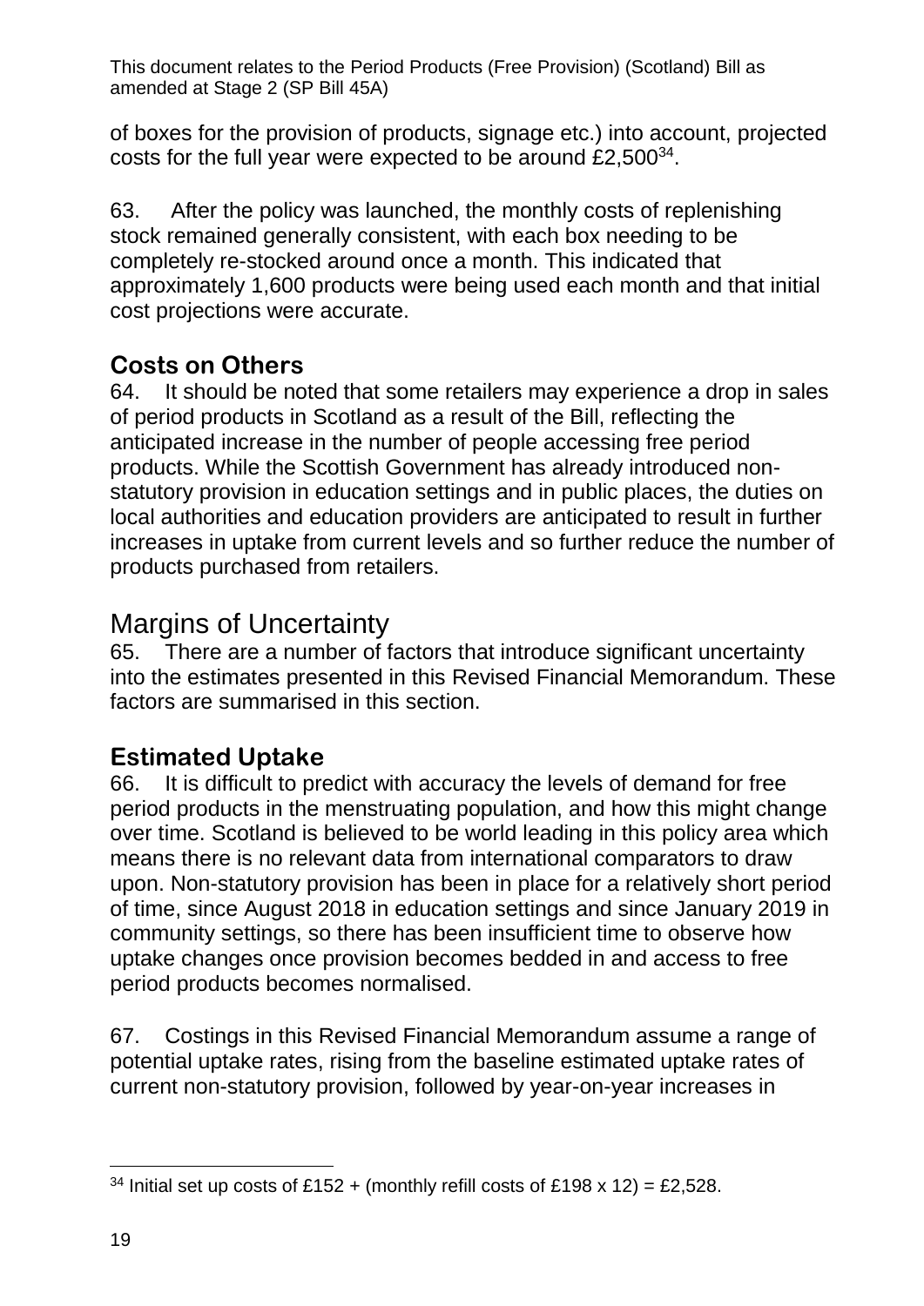of boxes for the provision of products, signage etc.) into account, projected costs for the full year were expected to be around £2,500[34].

63. After the policy was launched, the monthly costs of replenishing stock remained generally consistent, with each box needing to be completely re-stocked around once a month. This indicated that approximately 1,600 products were being used each month and that initial cost projections were accurate.

### Costs on Others

64. It should be noted that some retailers may experience a drop in sales of period products in Scotland as a result of the Bill, reflecting the anticipated increase in the number of people accessing free period products. While the Scottish Government has already introduced non-statutory provision in education settings and in public places, the duties on local authorities and education providers are anticipated to result in further increases in uptake from current levels and so further reduce the number of products purchased from retailers.

## Margins of Uncertainty

65. There are a number of factors that introduce significant uncertainty into the estimates presented in this Revised Financial Memorandum. These factors are summarised in this section.

### Estimated Uptake

66. It is difficult to predict with accuracy the levels of demand for free period products in the menstruating population, and how this might change over time. Scotland is believed to be world leading in this policy area which means there is no relevant data from international comparators to draw upon. Non-statutory provision has been in place for a relatively short period of time, since August 2018 in education settings and since January 2019 in community settings, so there has been insufficient time to observe how uptake changes once provision becomes bedded in and access to free period products becomes normalised.

67. Costings in this Revised Financial Memorandum assume a range of potential uptake rates, rising from the baseline estimated uptake rates of current non-statutory provision, followed by year-on-year increases in

---

[34] Initial set up costs of £152 + (monthly refill costs of £198 x 12) = £2,528.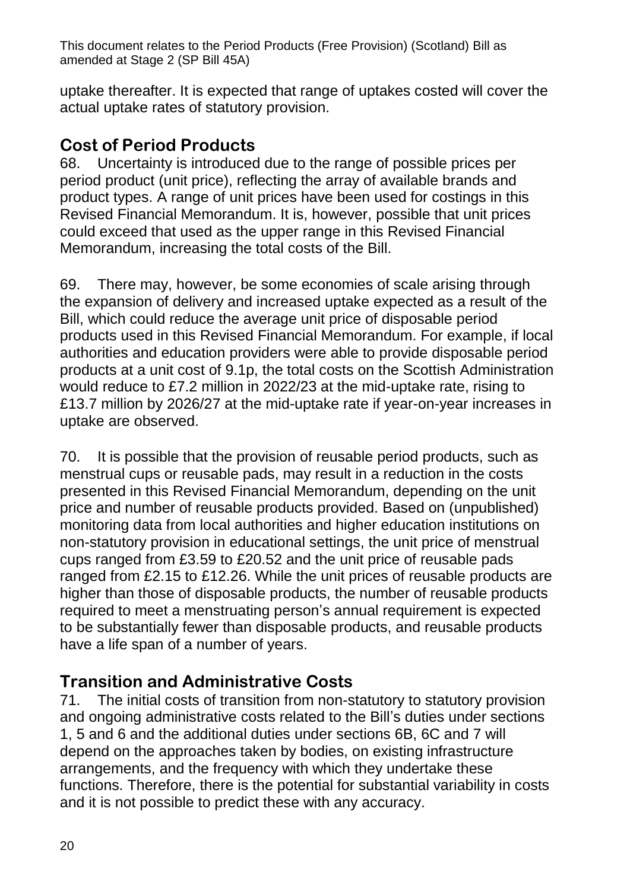uptake thereafter. It is expected that range of uptakes costed will cover the actual uptake rates of statutory provision.

## Cost of Period Products

68. Uncertainty is introduced due to the range of possible prices per period product (unit price), reflecting the array of available brands and product types. A range of unit prices have been used for costings in this Revised Financial Memorandum. It is, however, possible that unit prices could exceed that used as the upper range in this Revised Financial Memorandum, increasing the total costs of the Bill.

69. There may, however, be some economies of scale arising through the expansion of delivery and increased uptake expected as a result of the Bill, which could reduce the average unit price of disposable period products used in this Revised Financial Memorandum. For example, if local authorities and education providers were able to provide disposable period products at a unit cost of 9.1p, the total costs on the Scottish Administration would reduce to £7.2 million in 2022/23 at the mid-uptake rate, rising to £13.7 million by 2026/27 at the mid-uptake rate if year-on-year increases in uptake are observed.

70. It is possible that the provision of reusable period products, such as menstrual cups or reusable pads, may result in a reduction in the costs presented in this Revised Financial Memorandum, depending on the unit price and number of reusable products provided. Based on (unpublished) monitoring data from local authorities and higher education institutions on non-statutory provision in educational settings, the unit price of menstrual cups ranged from £3.59 to £20.52 and the unit price of reusable pads ranged from £2.15 to £12.26. While the unit prices of reusable products are higher than those of disposable products, the number of reusable products required to meet a menstruating person's annual requirement is expected to be substantially fewer than disposable products, and reusable products have a life span of a number of years.

## Transition and Administrative Costs

71. The initial costs of transition from non-statutory to statutory provision and ongoing administrative costs related to the Bill's duties under sections 1, 5 and 6 and the additional duties under sections 6B, 6C and 7 will depend on the approaches taken by bodies, on existing infrastructure arrangements, and the frequency with which they undertake these functions. Therefore, there is the potential for substantial variability in costs and it is not possible to predict these with any accuracy.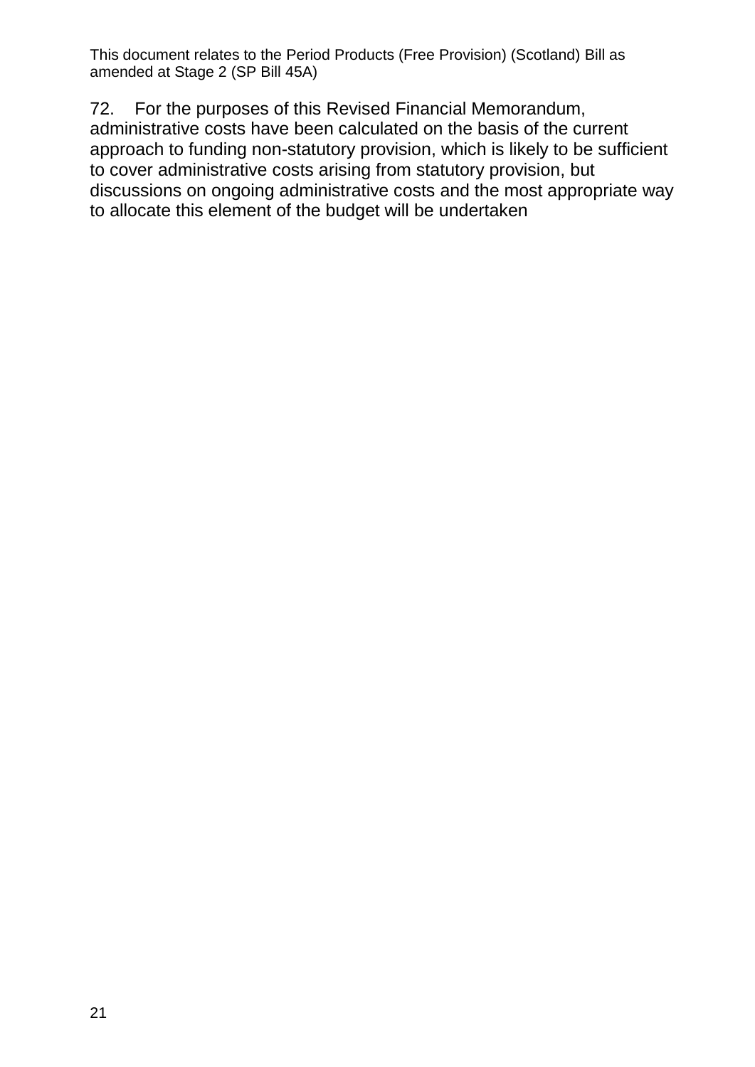72. For the purposes of this Revised Financial Memorandum, administrative costs have been calculated on the basis of the current approach to funding non-statutory provision, which is likely to be sufficient to cover administrative costs arising from statutory provision, but discussions on ongoing administrative costs and the most appropriate way to allocate this element of the budget will be undertaken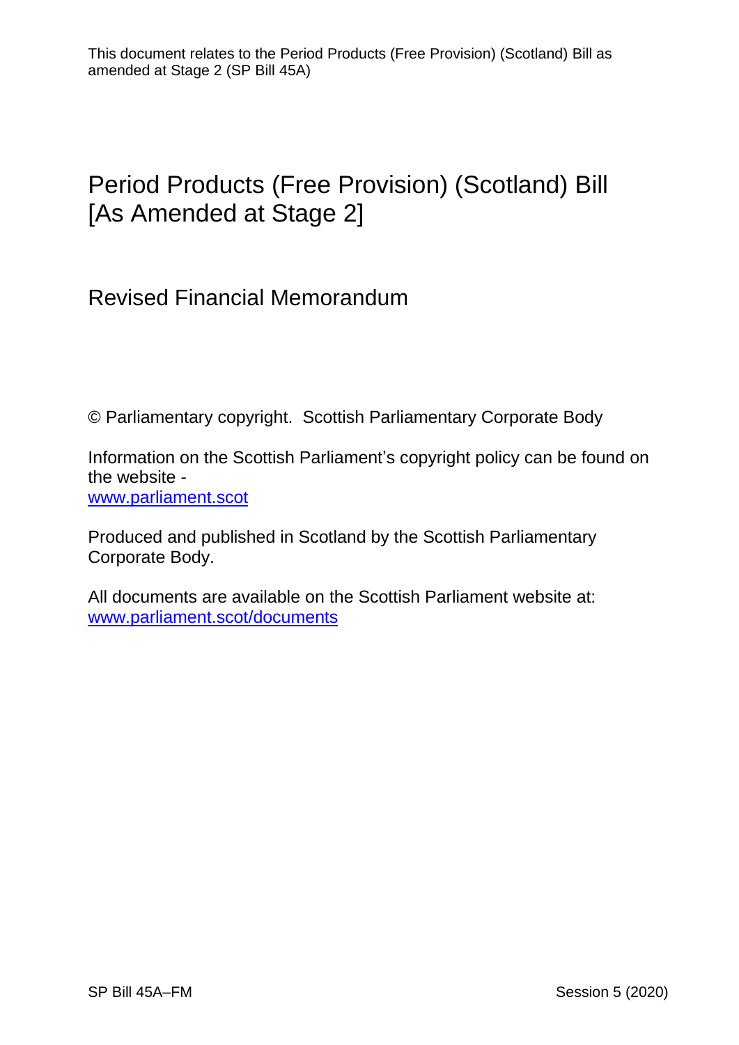This document relates to the Period Products (Free Provision) (Scotland) Bill as amended at Stage 2 (SP Bill 45A)

# Period Products (Free Provision) (Scotland) Bill [As Amended at Stage 2]

## Revised Financial Memorandum

© Parliamentary copyright. Scottish Parliamentary Corporate Body

Information on the Scottish Parliament's copyright policy can be found on the website - [www.parliament.scot](www.parliament.scot)

Produced and published in Scotland by the Scottish Parliamentary Corporate Body.

All documents are available on the Scottish Parliament website at: [www.parliament.scot/documents](www.parliament.scot/documents)

SP Bill 45A–FM

Session 5 (2020)